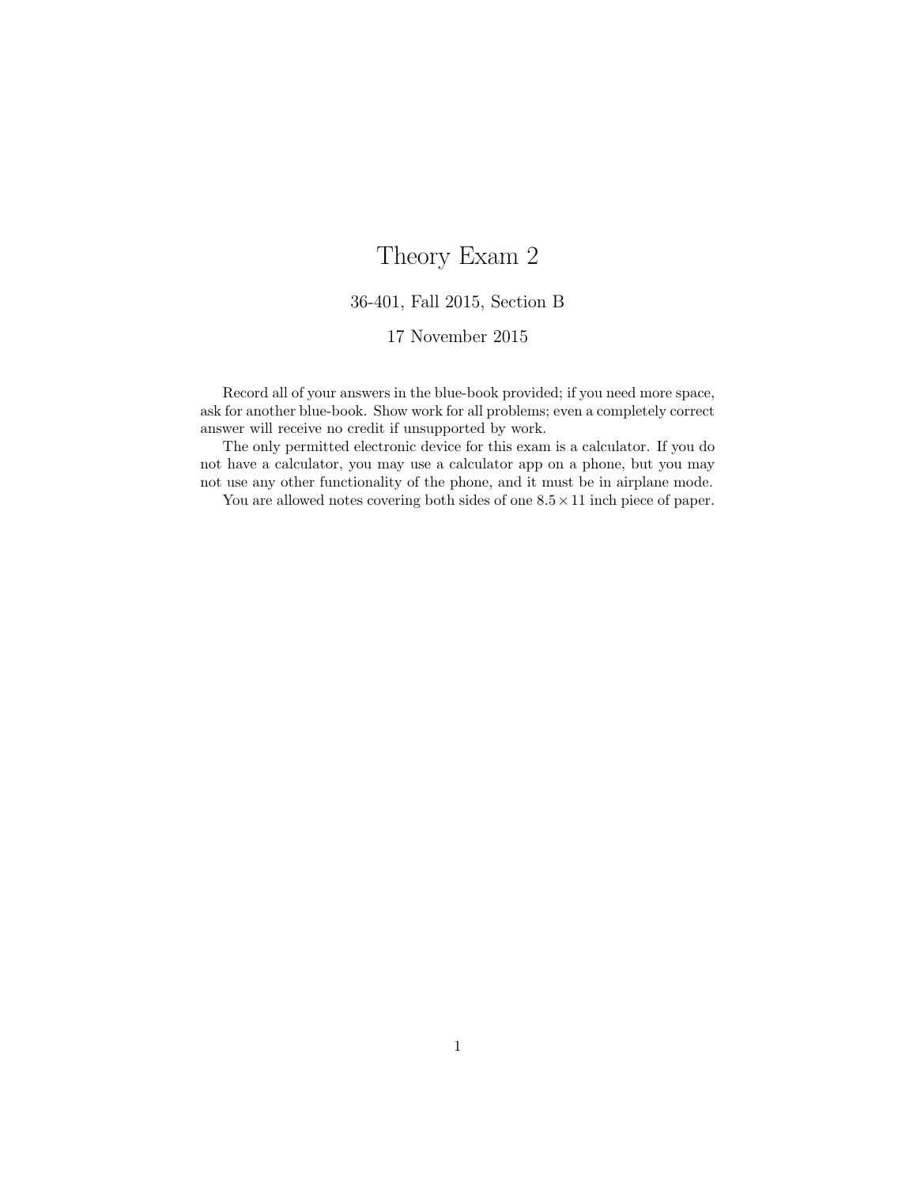# Theory Exam 2

36-401, Fall 2015, Section B

17 November 2015

Record all of your answers in the blue-book provided; if you need more space, ask for another blue-book. Show work for all problems; even a completely correct answer will receive no credit if unsupported by work.

The only permitted electronic device for this exam is a calculator. If you do not have a calculator, you may use a calculator app on a phone, but you may not use any other functionality of the phone, and it must be in airplane mode.

You are allowed notes covering both sides of one $8.5 \times 11$ inch piece of paper.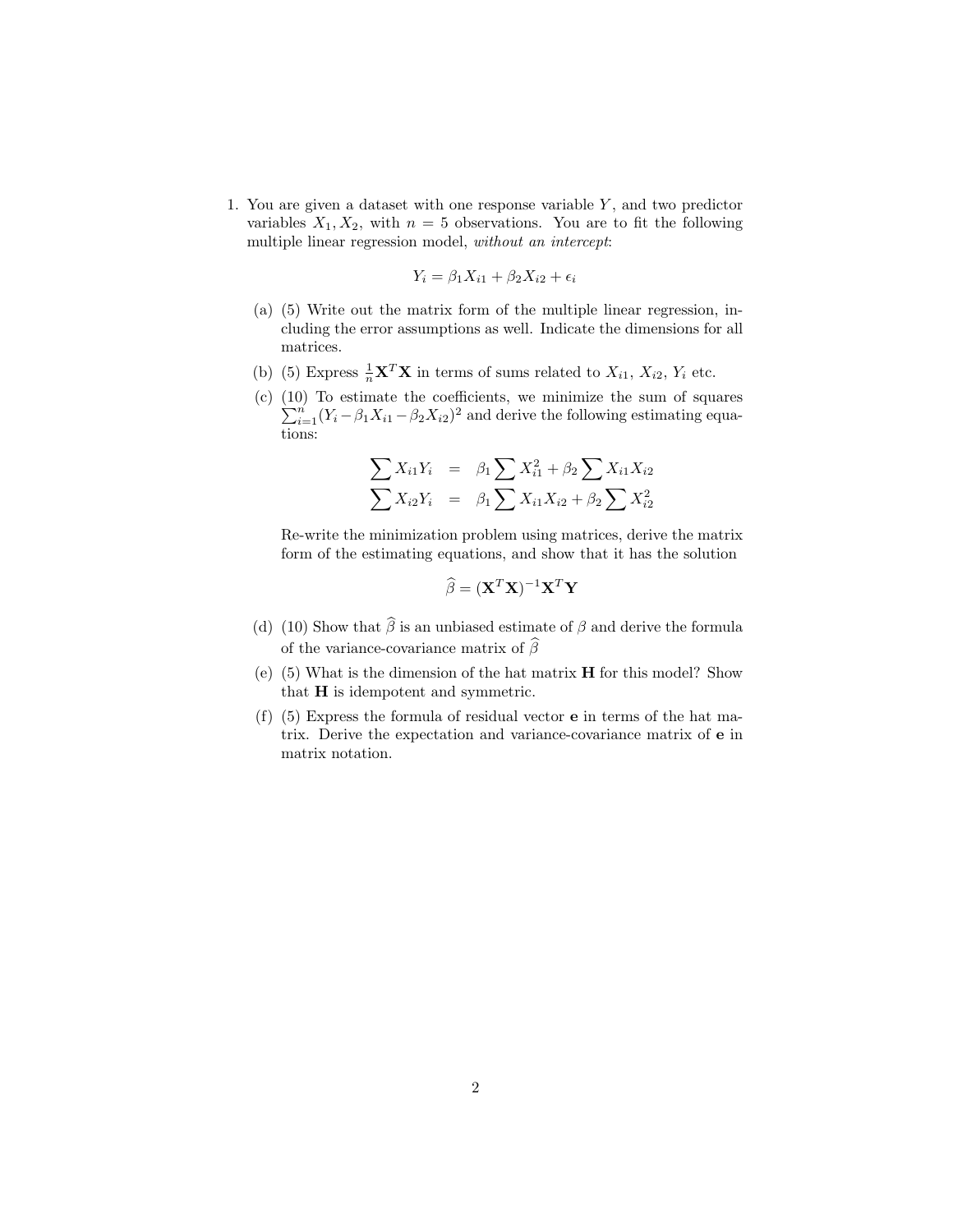1. You are given a dataset with one response variable $Y$, and two predictor variables $X_1, X_2$, with $n = 5$ observations. You are to fit the following multiple linear regression model, *without an intercept*:

$$Y_i = \beta_1 X_{i1} + \beta_2 X_{i2} + \epsilon_i$$

   (a) (5) Write out the matrix form of the multiple linear regression, including the error assumptions as well. Indicate the dimensions for all matrices.

   (b) (5) Express $\frac{1}{n}\mathbf{X}^T\mathbf{X}$ in terms of sums related to $X_{i1}$, $X_{i2}$, $Y_i$ etc.

   (c) (10) To estimate the coefficients, we minimize the sum of squares $\sum_{i=1}^{n}(Y_i - \beta_1 X_{i1} - \beta_2 X_{i2})^2$ and derive the following estimating equations:

$$\begin{aligned}
\sum X_{i1} Y_i &= \beta_1 \sum X_{i1}^2 + \beta_2 \sum X_{i1} X_{i2} \\
\sum X_{i2} Y_i &= \beta_1 \sum X_{i1} X_{i2} + \beta_2 \sum X_{i2}^2
\end{aligned}$$

   Re-write the minimization problem using matrices, derive the matrix form of the estimating equations, and show that it has the solution

$$\widehat{\beta} = (\mathbf{X}^T\mathbf{X})^{-1}\mathbf{X}^T\mathbf{Y}$$

   (d) (10) Show that $\widehat{\beta}$ is an unbiased estimate of $\beta$ and derive the formula of the variance-covariance matrix of $\widehat{\beta}$

   (e) (5) What is the dimension of the hat matrix $\mathbf{H}$ for this model? Show that $\mathbf{H}$ is idempotent and symmetric.

   (f) (5) Express the formula of residual vector $\mathbf{e}$ in terms of the hat matrix. Derive the expectation and variance-covariance matrix of $\mathbf{e}$ in matrix notation.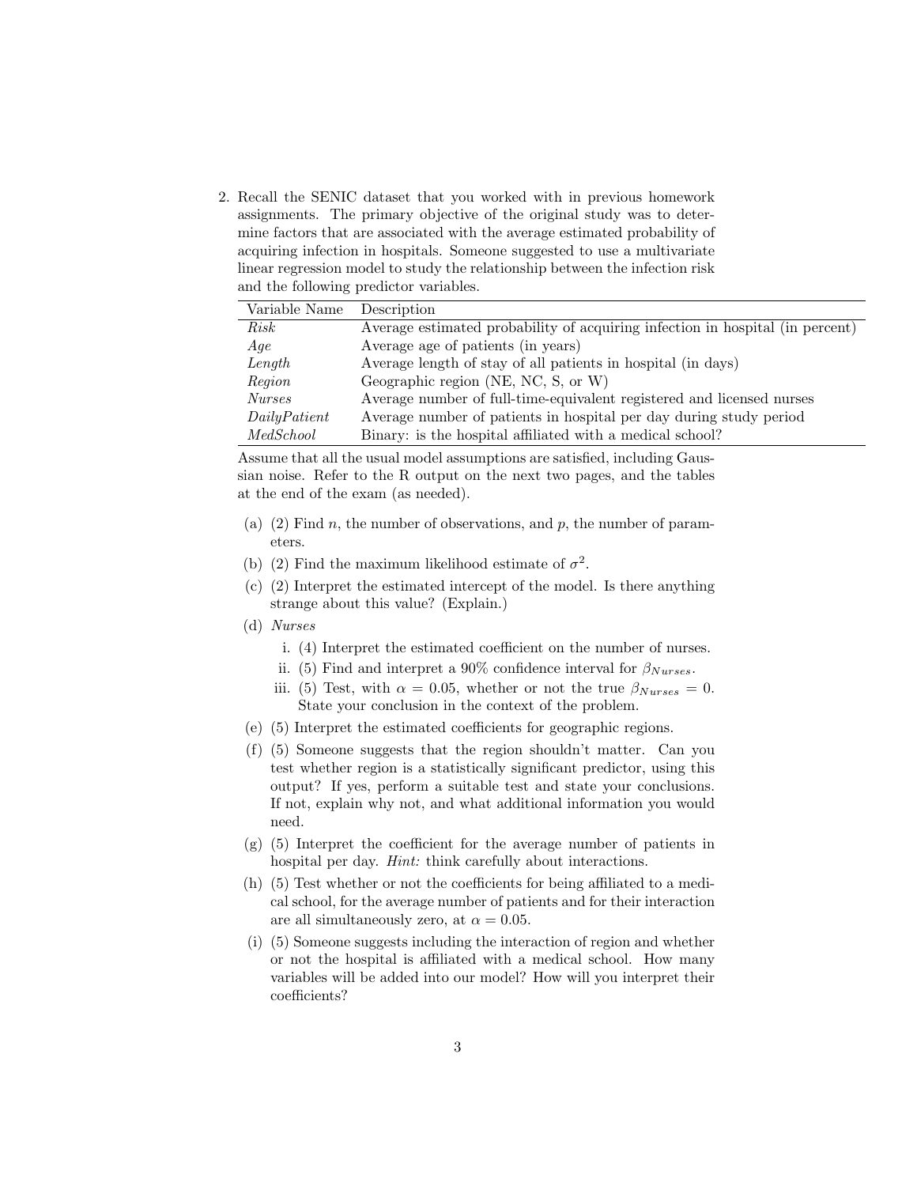2. Recall the SENIC dataset that you worked with in previous homework assignments. The primary objective of the original study was to determine factors that are associated with the average estimated probability of acquiring infection in hospitals. Someone suggested to use a multivariate linear regression model to study the relationship between the infection risk and the following predictor variables.

| Variable Name | Description |
|---|---|
| *Risk* | Average estimated probability of acquiring infection in hospital (in percent) |
| *Age* | Average age of patients (in years) |
| *Length* | Average length of stay of all patients in hospital (in days) |
| *Region* | Geographic region (NE, NC, S, or W) |
| *Nurses* | Average number of full-time-equivalent registered and licensed nurses |
| *DailyPatient* | Average number of patients in hospital per day during study period |
| *MedSchool* | Binary: is the hospital affiliated with a medical school? |

Assume that all the usual model assumptions are satisfied, including Gaussian noise. Refer to the R output on the next two pages, and the tables at the end of the exam (as needed).

(a) (2) Find $n$, the number of observations, and $p$, the number of parameters.

(b) (2) Find the maximum likelihood estimate of $\sigma^2$.

(c) (2) Interpret the estimated intercept of the model. Is there anything strange about this value? (Explain.)

(d) *Nurses*

i. (4) Interpret the estimated coefficient on the number of nurses.

ii. (5) Find and interpret a 90% confidence interval for $\beta_{Nurses}$.

iii. (5) Test, with $\alpha = 0.05$, whether or not the true $\beta_{Nurses} = 0$. State your conclusion in the context of the problem.

(e) (5) Interpret the estimated coefficients for geographic regions.

(f) (5) Someone suggests that the region shouldn't matter. Can you test whether region is a statistically significant predictor, using this output? If yes, perform a suitable test and state your conclusions. If not, explain why not, and what additional information you would need.

(g) (5) Interpret the coefficient for the average number of patients in hospital per day. *Hint:* think carefully about interactions.

(h) (5) Test whether or not the coefficients for being affiliated to a medical school, for the average number of patients and for their interaction are all simultaneously zero, at $\alpha = 0.05$.

(i) (5) Someone suggests including the interaction of region and whether or not the hospital is affiliated with a medical school. How many variables will be added into our model? How will you interpret their coefficients?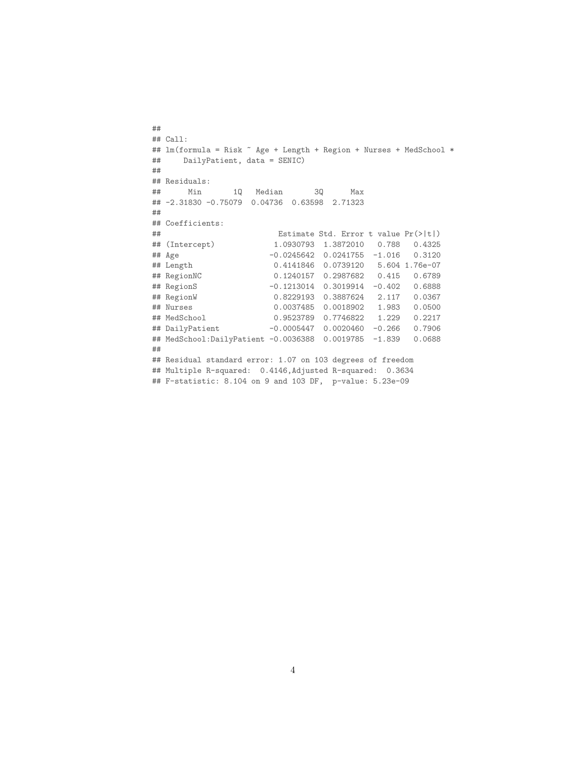```
##
## Call:
## lm(formula = Risk ~ Age + Length + Region + Nurses + MedSchool *
##     DailyPatient, data = SENIC)
##
## Residuals:
##      Min       1Q   Median       3Q      Max
## -2.31830 -0.75079  0.04736  0.63598  2.71323
##
## Coefficients:
##                          Estimate Std. Error t value Pr(>|t|)
## (Intercept)             1.0930793  1.3872010   0.788   0.4325
## Age                    -0.0245642  0.0241755  -1.016   0.3120
## Length                  0.4141846  0.0739120   5.604 1.76e-07
## RegionNC                0.1240157  0.2987682   0.415   0.6789
## RegionS                -0.1213014  0.3019914  -0.402   0.6888
## RegionW                 0.8229193  0.3887624   2.117   0.0367
## Nurses                  0.0037485  0.0018902   1.983   0.0500
## MedSchool               0.9523789  0.7746822   1.229   0.2217
## DailyPatient           -0.0005447  0.0020460  -0.266   0.7906
## MedSchool:DailyPatient -0.0036388  0.0019785  -1.839   0.0688
##
## Residual standard error: 1.07 on 103 degrees of freedom
## Multiple R-squared:  0.4146,Adjusted R-squared:  0.3634
## F-statistic: 8.104 on 9 and 103 DF,  p-value: 5.23e-09
```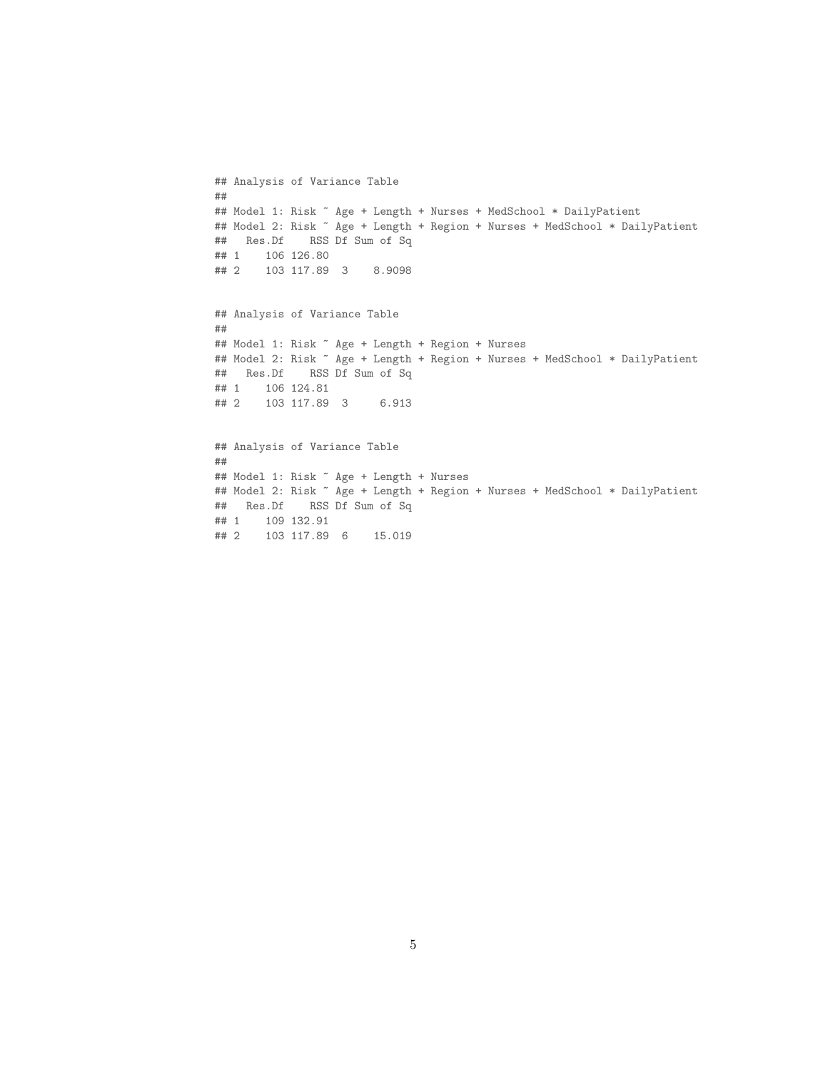```
## Analysis of Variance Table
##
## Model 1: Risk ~ Age + Length + Nurses + MedSchool * DailyPatient
## Model 2: Risk ~ Age + Length + Region + Nurses + MedSchool * DailyPatient
##   Res.Df    RSS Df Sum of Sq
## 1    106 126.80
## 2    103 117.89  3    8.9098
```

```
## Analysis of Variance Table
##
## Model 1: Risk ~ Age + Length + Region + Nurses
## Model 2: Risk ~ Age + Length + Region + Nurses + MedSchool * DailyPatient
##   Res.Df    RSS Df Sum of Sq
## 1    106 124.81
## 2    103 117.89  3     6.913
```

```
## Analysis of Variance Table
##
## Model 1: Risk ~ Age + Length + Nurses
## Model 2: Risk ~ Age + Length + Region + Nurses + MedSchool * DailyPatient
##   Res.Df    RSS Df Sum of Sq
## 1    109 132.91
## 2    103 117.89  6    15.019
```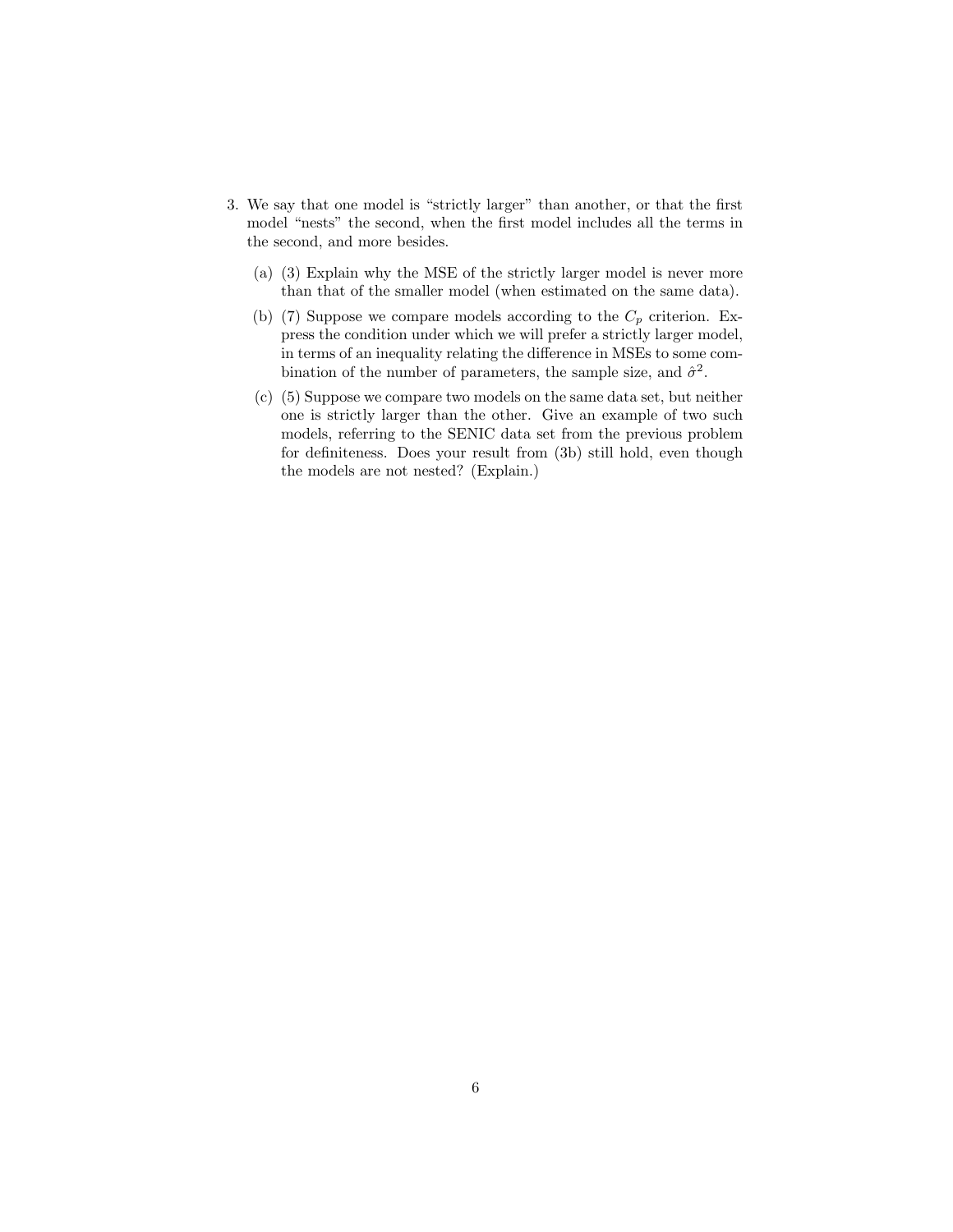3. We say that one model is "strictly larger" than another, or that the first model "nests" the second, when the first model includes all the terms in the second, and more besides.

   (a) (3) Explain why the MSE of the strictly larger model is never more than that of the smaller model (when estimated on the same data).

   (b) (7) Suppose we compare models according to the $C_p$ criterion. Express the condition under which we will prefer a strictly larger model, in terms of an inequality relating the difference in MSEs to some combination of the number of parameters, the sample size, and $\hat{\sigma}^2$.

   (c) (5) Suppose we compare two models on the same data set, but neither one is strictly larger than the other. Give an example of two such models, referring to the SENIC data set from the previous problem for definiteness. Does your result from (3b) still hold, even though the models are not nested? (Explain.)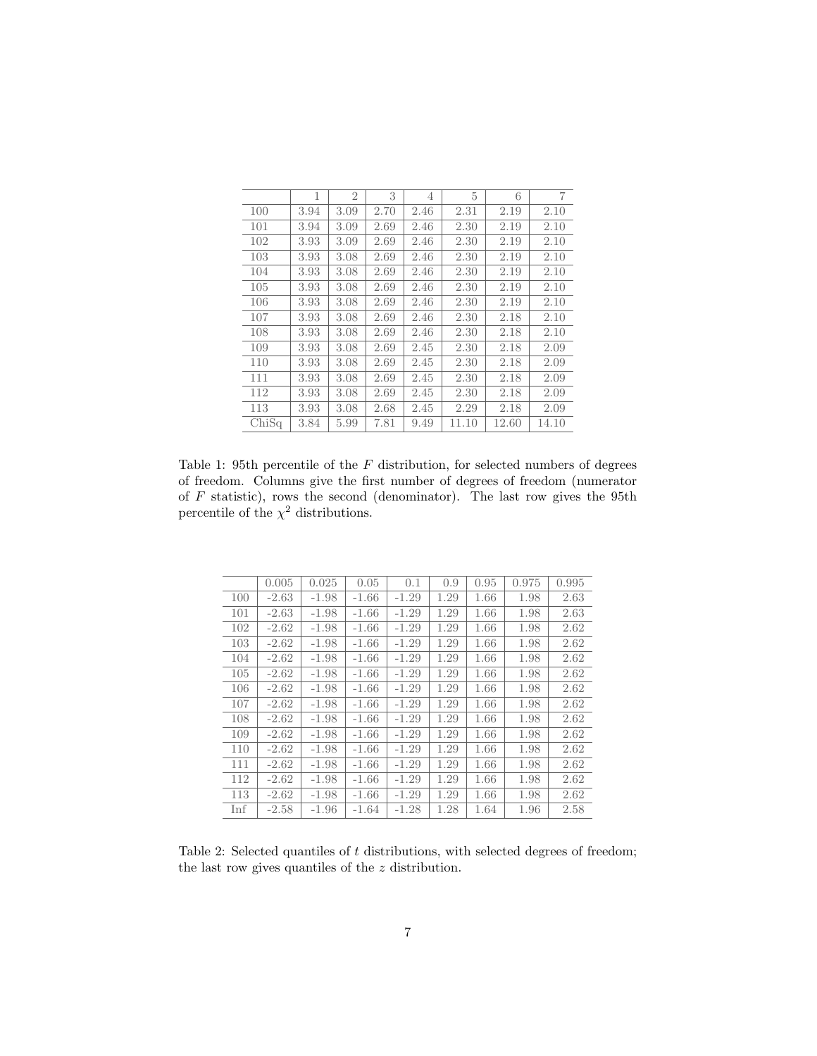| | 1 | 2 | 3 | 4 | 5 | 6 | 7 |
|---|---|---|---|---|---|---|---|
| 100 | 3.94 | 3.09 | 2.70 | 2.46 | 2.31 | 2.19 | 2.10 |
| 101 | 3.94 | 3.09 | 2.69 | 2.46 | 2.30 | 2.19 | 2.10 |
| 102 | 3.93 | 3.09 | 2.69 | 2.46 | 2.30 | 2.19 | 2.10 |
| 103 | 3.93 | 3.08 | 2.69 | 2.46 | 2.30 | 2.19 | 2.10 |
| 104 | 3.93 | 3.08 | 2.69 | 2.46 | 2.30 | 2.19 | 2.10 |
| 105 | 3.93 | 3.08 | 2.69 | 2.46 | 2.30 | 2.19 | 2.10 |
| 106 | 3.93 | 3.08 | 2.69 | 2.46 | 2.30 | 2.19 | 2.10 |
| 107 | 3.93 | 3.08 | 2.69 | 2.46 | 2.30 | 2.18 | 2.10 |
| 108 | 3.93 | 3.08 | 2.69 | 2.46 | 2.30 | 2.18 | 2.10 |
| 109 | 3.93 | 3.08 | 2.69 | 2.45 | 2.30 | 2.18 | 2.09 |
| 110 | 3.93 | 3.08 | 2.69 | 2.45 | 2.30 | 2.18 | 2.09 |
| 111 | 3.93 | 3.08 | 2.69 | 2.45 | 2.30 | 2.18 | 2.09 |
| 112 | 3.93 | 3.08 | 2.69 | 2.45 | 2.30 | 2.18 | 2.09 |
| 113 | 3.93 | 3.08 | 2.68 | 2.45 | 2.29 | 2.18 | 2.09 |
| ChiSq | 3.84 | 5.99 | 7.81 | 9.49 | 11.10 | 12.60 | 14.10 |

Table 1: 95th percentile of the $F$ distribution, for selected numbers of degrees of freedom. Columns give the first number of degrees of freedom (numerator of $F$ statistic), rows the second (denominator). The last row gives the 95th percentile of the $\chi^2$ distributions.

| | 0.005 | 0.025 | 0.05 | 0.1 | 0.9 | 0.95 | 0.975 | 0.995 |
|---|---|---|---|---|---|---|---|---|
| 100 | -2.63 | -1.98 | -1.66 | -1.29 | 1.29 | 1.66 | 1.98 | 2.63 |
| 101 | -2.63 | -1.98 | -1.66 | -1.29 | 1.29 | 1.66 | 1.98 | 2.63 |
| 102 | -2.62 | -1.98 | -1.66 | -1.29 | 1.29 | 1.66 | 1.98 | 2.62 |
| 103 | -2.62 | -1.98 | -1.66 | -1.29 | 1.29 | 1.66 | 1.98 | 2.62 |
| 104 | -2.62 | -1.98 | -1.66 | -1.29 | 1.29 | 1.66 | 1.98 | 2.62 |
| 105 | -2.62 | -1.98 | -1.66 | -1.29 | 1.29 | 1.66 | 1.98 | 2.62 |
| 106 | -2.62 | -1.98 | -1.66 | -1.29 | 1.29 | 1.66 | 1.98 | 2.62 |
| 107 | -2.62 | -1.98 | -1.66 | -1.29 | 1.29 | 1.66 | 1.98 | 2.62 |
| 108 | -2.62 | -1.98 | -1.66 | -1.29 | 1.29 | 1.66 | 1.98 | 2.62 |
| 109 | -2.62 | -1.98 | -1.66 | -1.29 | 1.29 | 1.66 | 1.98 | 2.62 |
| 110 | -2.62 | -1.98 | -1.66 | -1.29 | 1.29 | 1.66 | 1.98 | 2.62 |
| 111 | -2.62 | -1.98 | -1.66 | -1.29 | 1.29 | 1.66 | 1.98 | 2.62 |
| 112 | -2.62 | -1.98 | -1.66 | -1.29 | 1.29 | 1.66 | 1.98 | 2.62 |
| 113 | -2.62 | -1.98 | -1.66 | -1.29 | 1.29 | 1.66 | 1.98 | 2.62 |
| Inf | -2.58 | -1.96 | -1.64 | -1.28 | 1.28 | 1.64 | 1.96 | 2.58 |

Table 2: Selected quantiles of $t$ distributions, with selected degrees of freedom; the last row gives quantiles of the $z$ distribution.